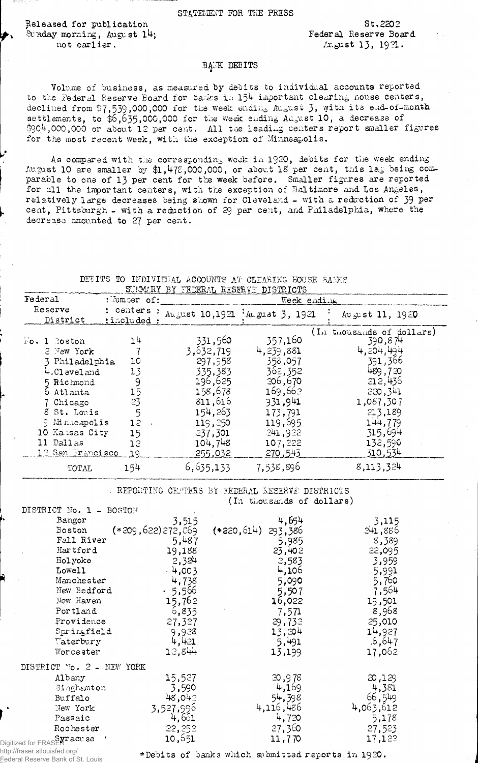STATEMENT FOR THE PRESS

Released for publication Sunday morning, August 14; not earlier.

St.2202
Federal Reserve Board
August 13, 1921.

## BANK DEBITS

Volume of business, as measured by debits to individual accounts reported to the Federal Reserve Board for banks in 154 important clearing house centers, declined from $7,539,000,000 for the week ending August 3, with its end-of-month settlements, to $6,635,000,000 for the week ending August 10, a decrease of $904,000,000 or about 12 per cent. All the leading centers report smaller figures for the most recent week, with the exception of Minneapolis.

As compared with the corresponding week in 1920, debits for the week ending August 10 are smaller by $1,478,000,000, or about 18 per cent, this lag being comparable to one of 13 per cent for the week before. Smaller figures are reported for all the important centers, with the exception of Baltimore and Los Angeles, relatively large decreases being shown for Cleveland - with a reduction of 39 per cent, Pittsburgh - with a reduction of 29 per cent, and Philadelphia, where the decrease amounted to 27 per cent.

DEBITS TO INDIVIDUAL ACCOUNTS AT CLEARING HOUSE BANKS
SUMMARY BY FEDERAL RESERVE DISTRICTS

| Federal Reserve District | Number of: centers included | Week ending August 10, 1921 | August 3, 1921 | August 11, 1920 |
|---|---|---|---|---|
| | | | | (In thousands of dollars) |
| No. 1 Boston | 14 | 331,560 | 357,160 | 390,874 |
| 2 New York | 7 | 3,632,719 | 4,239,881 | 4,204,494 |
| 3 Philadelphia | 10 | 297,958 | 358,057 | 391,366 |
| 4 Cleveland | 13 | 335,383 | 362,352 | 489,730 |
| 5 Richmond | 9 | 196,625 | 206,670 | 212,436 |
| 6 Atlanta | 15 | 158,678 | 169,662 | 220,341 |
| 7 Chicago | 23 | 811,616 | 931,941 | 1,087,307 |
| 8 St. Louis | 5 | 154,263 | 173,791 | 213,189 |
| 9 Minneapolis | 12 | 119,250 | 119,695 | 144,779 |
| 10 Kansas City | 15 | 237,301 | 241,922 | 315,694 |
| 11 Dallas | 12 | 104,748 | 107,222 | 132,590 |
| 12 San Francisco | 19 | 255,032 | 270,543 | 310,534 |
| TOTAL | 154 | 6,635,133 | 7,538,896 | 8,113,324 |

REPORTING CENTERS BY FEDERAL RESERVE DISTRICTS
(In thousands of dollars)

| | August 10, 1921 | August 3, 1921 | August 11, 1920 |
|---|---|---|---|
| **DISTRICT No. 1 - BOSTON** | | | |
| Bangor | 3,515 | 4,654 | 3,115 |
| Boston | (*209,622) 272,869 | (*220,614) 293,386 | 241,886 |
| Fall River | 5,487 | 5,985 | 8,389 |
| Hartford | 19,188 | 23,402 | 22,095 |
| Holyoke | 2,324 | 2,583 | 3,959 |
| Lowell | 4,003 | 4,106 | 5,991 |
| Manchester | 4,738 | 5,090 | 5,760 |
| New Bedford | 5,566 | 5,507 | 7,564 |
| New Haven | 15,762 | 16,022 | 19,501 |
| Portland | 6,835 | 7,571 | 8,968 |
| Providence | 27,327 | 29,732 | 25,010 |
| Springfield | 9,928 | 13,204 | 14,927 |
| Waterbury | 4,421 | 5,491 | 6,647 |
| Worcester | 12,844 | 13,199 | 17,062 |
| **DISTRICT No. 2 - NEW YORK** | | | |
| Albany | 15,527 | 20,978 | 20,129 |
| Binghamton | 3,590 | 4,169 | 4,381 |
| Buffalo | 48,042 | 54,398 | 66,549 |
| New York | 3,527,996 | 4,116,486 | 4,063,612 |
| Passaic | 4,661 | 4,720 | 5,178 |
| Rochester | 22,252 | 27,360 | 27,523 |
| Syracuse | 10,651 | 11,770 | 17,122 |

*Debits of banks which submitted reports in 1920.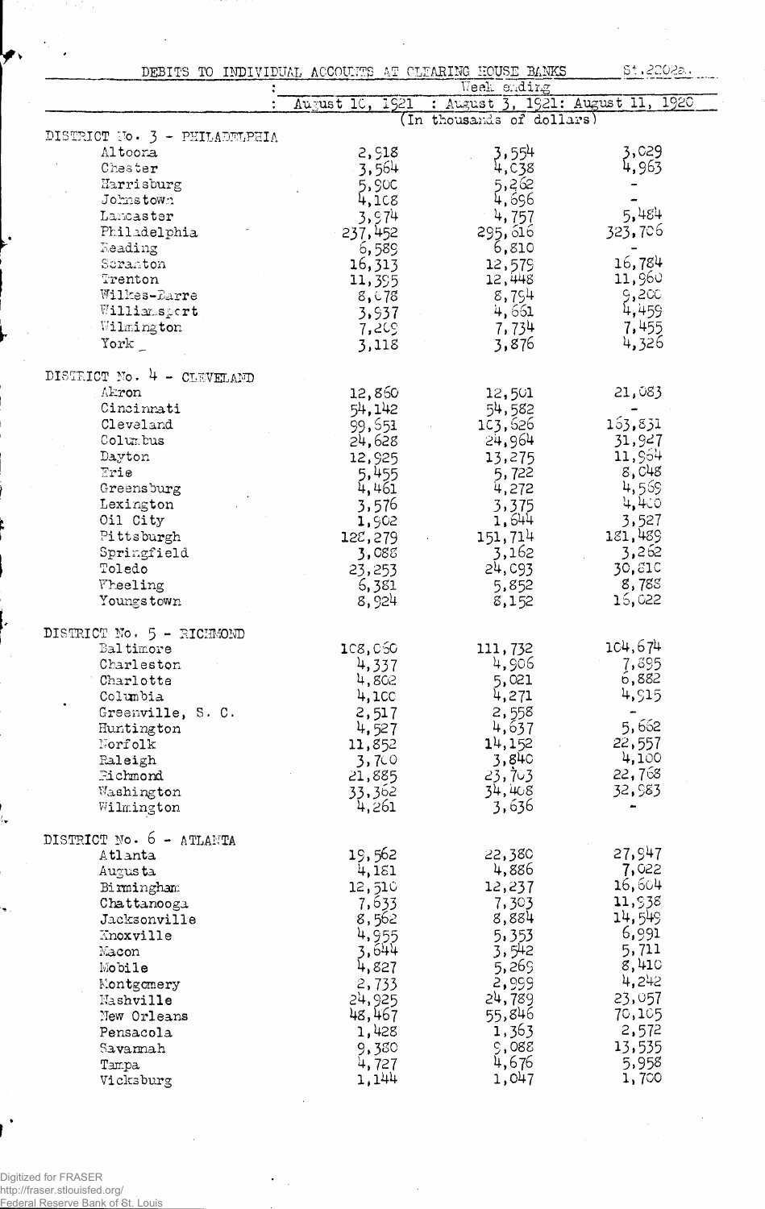DEBITS TO INDIVIDUAL ACCOUNTS AT CLEARING HOUSE BANKS St.2202a.

| | Week ending | | |
|---|---|---|---|
| | August 10, 1921 | August 3, 1921 | August 11, 1920 |
| | (In thousands of dollars) | | |
| **DISTRICT No. 3 - PHILADELPHIA** | | | |
| Altoona | 2,918 | 3,554 | 3,029 |
| Chester | 3,564 | 4,038 | 4,963 |
| Harrisburg | 5,900 | 5,262 | - |
| Johnstown | 4,108 | 4,696 | - |
| Lancaster | 3,974 | 4,757 | 5,484 |
| Philadelphia | 237,452 | 295,616 | 323,706 |
| Reading | 6,589 | 6,810 | - |
| Scranton | 16,313 | 12,579 | 16,784 |
| Trenton | 11,395 | 12,448 | 11,960 |
| Wilkes-Barre | 8,078 | 8,794 | 9,200 |
| Williamsport | 3,937 | 4,661 | 4,459 |
| Wilmington | 7,209 | 7,734 | 7,455 |
| York | 3,118 | 3,876 | 4,326 |
| **DISTRICT No. 4 - CLEVELAND** | | | |
| Akron | 12,860 | 12,501 | 21,083 |
| Cincinnati | 54,142 | 54,582 | - |
| Cleveland | 99,551 | 103,626 | 163,831 |
| Columbus | 24,628 | 24,964 | 31,927 |
| Dayton | 12,925 | 13,275 | 11,954 |
| Erie | 5,455 | 5,722 | 8,048 |
| Greensburg | 4,461 | 4,272 | 4,569 |
| Lexington | 3,576 | 3,375 | 4,400 |
| Oil City | 1,902 | 1,644 | 3,527 |
| Pittsburgh | 128,279 | 151,714 | 181,489 |
| Springfield | 3,088 | 3,162 | 3,262 |
| Toledo | 23,253 | 24,093 | 30,810 |
| Wheeling | 6,381 | 5,852 | 8,788 |
| Youngstown | 8,924 | 8,152 | 16,022 |
| **DISTRICT No. 5 - RICHMOND** | | | |
| Baltimore | 108,060 | 111,732 | 104,674 |
| Charleston | 4,337 | 4,906 | 7,895 |
| Charlotte | 4,802 | 5,021 | 6,882 |
| Columbia | 4,100 | 4,271 | 4,915 |
| Greenville, S. C. | 2,517 | 2,558 | - |
| Huntington | 4,527 | 4,637 | 5,662 |
| Norfolk | 11,852 | 14,152 | 22,557 |
| Raleigh | 3,700 | 3,840 | 4,100 |
| Richmond | 21,885 | 23,703 | 22,768 |
| Washington | 33,362 | 34,408 | 32,983 |
| Wilmington | 4,261 | 3,636 | - |
| **DISTRICT No. 6 - ATLANTA** | | | |
| Atlanta | 19,562 | 22,380 | 27,947 |
| Augusta | 4,181 | 4,886 | 7,022 |
| Birmingham | 12,510 | 12,237 | 16,604 |
| Chattanooga | 7,633 | 7,303 | 11,938 |
| Jacksonville | 8,562 | 8,884 | 14,549 |
| Knoxville | 4,955 | 5,353 | 6,991 |
| Macon | 3,644 | 3,542 | 5,711 |
| Mobile | 4,827 | 5,269 | 8,410 |
| Montgomery | 2,733 | 2,999 | 4,242 |
| Nashville | 24,925 | 24,789 | 23,057 |
| New Orleans | 48,467 | 55,846 | 70,105 |
| Pensacola | 1,428 | 1,363 | 2,572 |
| Savannah | 9,380 | 9,088 | 13,535 |
| Tampa | 4,727 | 4,676 | 5,958 |
| Vicksburg | 1,144 | 1,047 | 1,700 |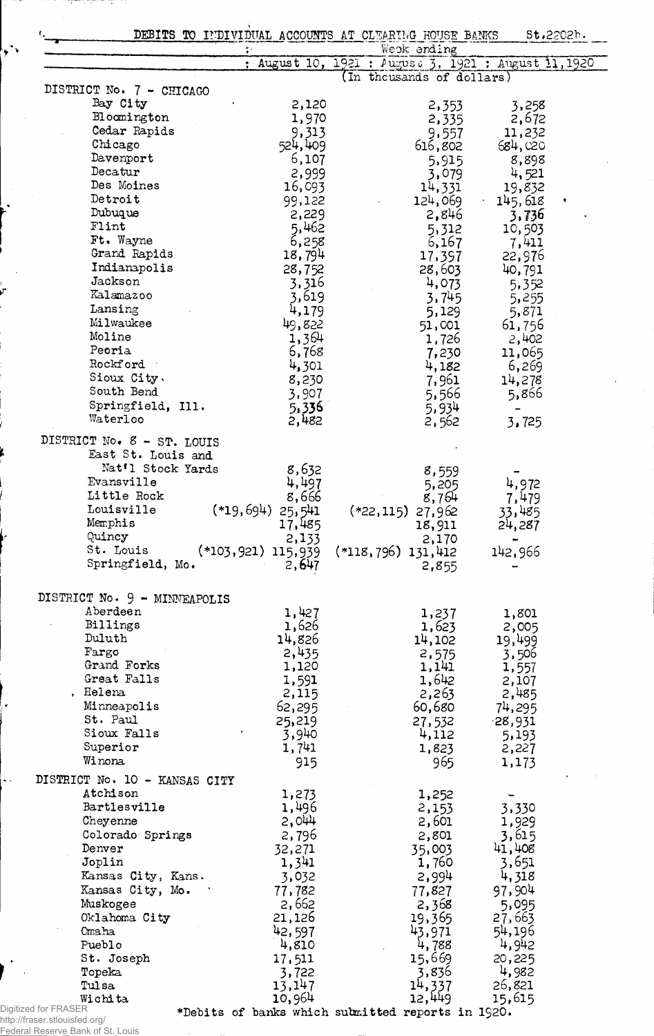## DEBITS TO INDIVIDUAL ACCOUNTS AT CLEARING HOUSE BANKS

St.2202b.

| | Week ending August 10, 1921 | Week ending August 3, 1921 | Week ending August 11, 1920 |
|---|---|---|---|
| | (In thousands of dollars) | | |
| **DISTRICT No. 7 - CHICAGO** | | | |
| Bay City | 2,120 | 2,353 | 3,258 |
| Bloomington | 1,970 | 2,335 | 2,672 |
| Cedar Rapids | 9,313 | 9,557 | 11,232 |
| Chicago | 524,409 | 616,802 | 684,020 |
| Davenport | 6,107 | 5,915 | 8,898 |
| Decatur | 2,999 | 3,079 | 4,521 |
| Des Moines | 16,093 | 14,331 | 19,832 |
| Detroit | 99,122 | 124,069 | 145,618 |
| Dubuque | 2,229 | 2,846 | 3,736 |
| Flint | 5,462 | 5,312 | 10,503 |
| Ft. Wayne | 6,258 | 6,167 | 7,411 |
| Grand Rapids | 18,794 | 17,397 | 22,976 |
| Indianapolis | 28,752 | 28,603 | 40,791 |
| Jackson | 3,316 | 4,073 | 5,352 |
| Kalamazoo | 3,619 | 3,745 | 5,255 |
| Lansing | 4,179 | 5,129 | 5,871 |
| Milwaukee | 49,822 | 51,001 | 61,756 |
| Moline | 1,364 | 1,726 | 2,402 |
| Peoria | 6,768 | 7,230 | 11,065 |
| Rockford | 4,301 | 4,182 | 6,269 |
| Sioux City | 8,230 | 7,961 | 14,278 |
| South Bend | 3,907 | 5,566 | 5,866 |
| Springfield, Ill. | 5,336 | 5,934 | - |
| Waterloo | 2,482 | 2,562 | 3,725 |
| **DISTRICT No. 8 - ST. LOUIS** | | | |
| East St. Louis and Nat'l Stock Yards | 8,632 | 8,559 | - |
| Evansville | 4,497 | 5,205 | 4,972 |
| Little Rock | 8,666 | 8,764 | 7,479 |
| Louisville | (*19,694) 25,541 | (*22,115) 27,962 | 33,485 |
| Memphis | 17,485 | 18,911 | 24,287 |
| Quincy | 2,133 | 2,170 | - |
| St. Louis | (*103,921) 115,939 | (*118,796) 131,412 | 142,966 |
| Springfield, Mo. | 2,647 | 2,855 | - |
| **DISTRICT No. 9 - MINNEAPOLIS** | | | |
| Aberdeen | 1,427 | 1,237 | 1,801 |
| Billings | 1,626 | 1,623 | 2,005 |
| Duluth | 14,826 | 14,102 | 19,499 |
| Fargo | 2,435 | 2,575 | 3,506 |
| Grand Forks | 1,120 | 1,141 | 1,557 |
| Great Falls | 1,591 | 1,642 | 2,107 |
| Helena | 2,115 | 2,263 | 2,485 |
| Minneapolis | 62,295 | 60,680 | 74,295 |
| St. Paul | 25,219 | 27,532 | 28,931 |
| Sioux Falls | 3,940 | 4,112 | 5,193 |
| Superior | 1,741 | 1,823 | 2,227 |
| Winona | 915 | 965 | 1,173 |
| **DISTRICT No. 10 - KANSAS CITY** | | | |
| Atchison | 1,273 | 1,252 | - |
| Bartlesville | 1,496 | 2,153 | 3,330 |
| Cheyenne | 2,044 | 2,601 | 1,929 |
| Colorado Springs | 2,796 | 2,801 | 3,615 |
| Denver | 32,271 | 35,003 | 41,408 |
| Joplin | 1,341 | 1,760 | 3,651 |
| Kansas City, Kans. | 3,032 | 2,994 | 4,318 |
| Kansas City, Mo. | 77,782 | 77,827 | 97,904 |
| Muskogee | 2,662 | 2,368 | 5,095 |
| Oklahoma City | 21,126 | 19,365 | 27,663 |
| Omaha | 42,597 | 43,971 | 54,196 |
| Pueblo | 4,810 | 4,788 | 4,942 |
| St. Joseph | 17,511 | 15,669 | 20,225 |
| Topeka | 3,722 | 3,836 | 4,982 |
| Tulsa | 13,147 | 14,337 | 26,821 |
| Wichita | 10,964 | 12,449 | 15,615 |

*Debits of banks which submitted reports in 1920.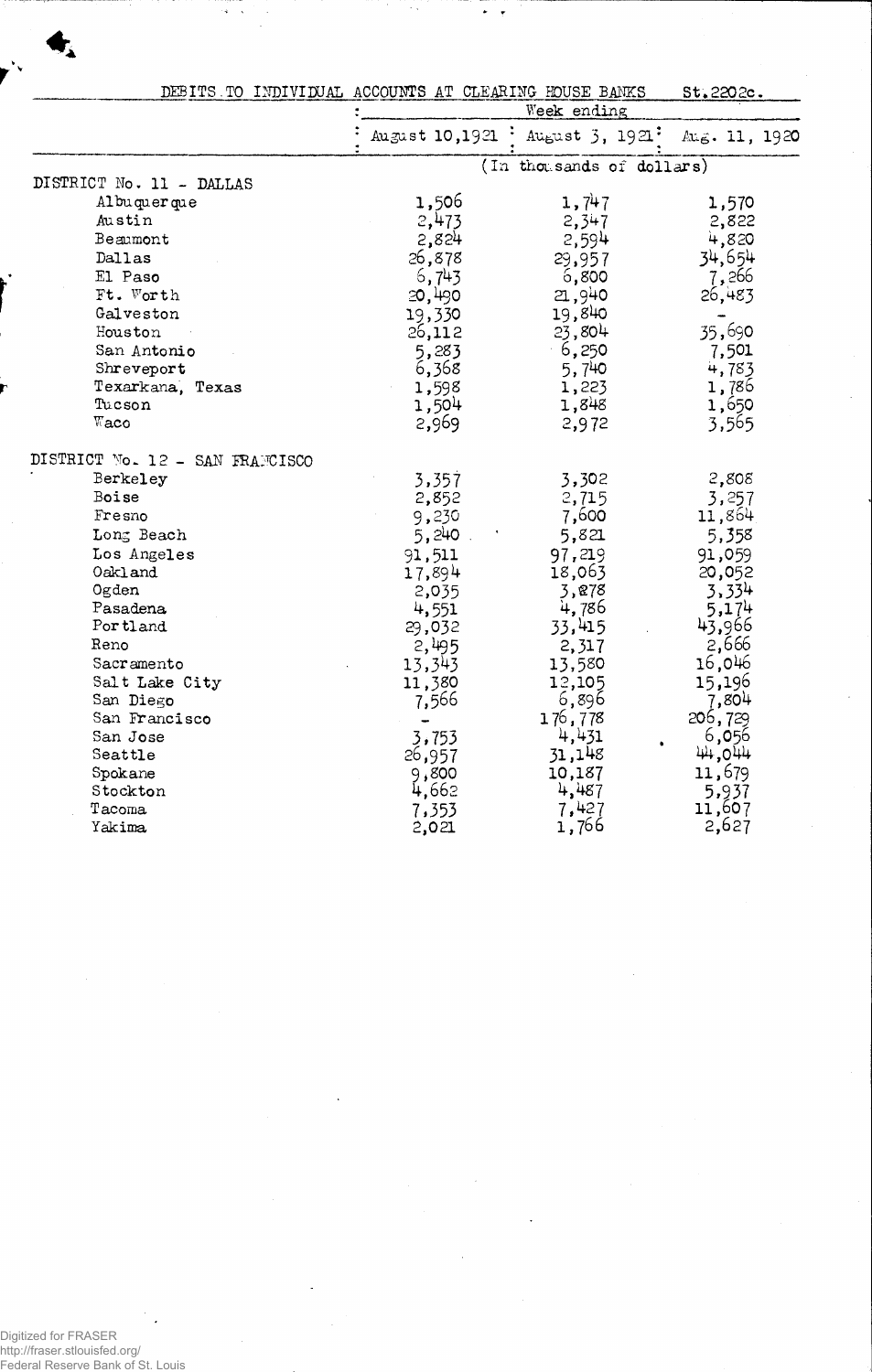DEBITS TO INDIVIDUAL ACCOUNTS AT CLEARING HOUSE BANKS St.2202c.

| | Week ending | | |
|---|---|---|---|
| | August 10,1921 | August 3, 1921 | Aug. 11, 1920 |
| | (In thousands of dollars) | | |
| DISTRICT No. 11 - DALLAS | | | |
| Albuquerque | 1,506 | 1,747 | 1,570 |
| Austin | 2,473 | 2,347 | 2,822 |
| Beaumont | 2,824 | 2,594 | 4,820 |
| Dallas | 26,878 | 29,957 | 34,654 |
| El Paso | 6,743 | 6,800 | 7,266 |
| Ft. Worth | 20,490 | 21,940 | 26,483 |
| Galveston | 19,330 | 19,840 | - |
| Houston | 26,112 | 23,804 | 35,690 |
| San Antonio | 5,283 | 6,250 | 7,501 |
| Shreveport | 6,368 | 5,740 | 4,783 |
| Texarkana, Texas | 1,598 | 1,223 | 1,786 |
| Tucson | 1,504 | 1,848 | 1,650 |
| Waco | 2,969 | 2,972 | 3,565 |
| DISTRICT No. 12 - SAN FRANCISCO | | | |
| Berkeley | 3,357 | 3,302 | 2,808 |
| Boise | 2,852 | 2,715 | 3,257 |
| Fresno | 9,230 | 7,600 | 11,864 |
| Long Beach | 5,240 | 5,821 | 5,358 |
| Los Angeles | 91,511 | 97,219 | 91,059 |
| Oakland | 17,894 | 18,063 | 20,052 |
| Ogden | 2,035 | 3,878 | 3,334 |
| Pasadena | 4,551 | 4,786 | 5,174 |
| Portland | 29,032 | 33,415 | 43,966 |
| Reno | 2,495 | 2,317 | 2,666 |
| Sacramento | 13,343 | 13,580 | 16,046 |
| Salt Lake City | 11,380 | 12,105 | 15,196 |
| San Diego | 7,566 | 6,896 | 7,804 |
| San Francisco | - | 176,778 | 206,729 |
| San Jose | 3,753 | 4,431 | 6,056 |
| Seattle | 26,957 | 31,148 | 44,044 |
| Spokane | 9,800 | 10,187 | 11,679 |
| Stockton | 4,662 | 4,487 | 5,937 |
| Tacoma | 7,353 | 7,427 | 11,607 |
| Yakima | 2,021 | 1,766 | 2,627 |